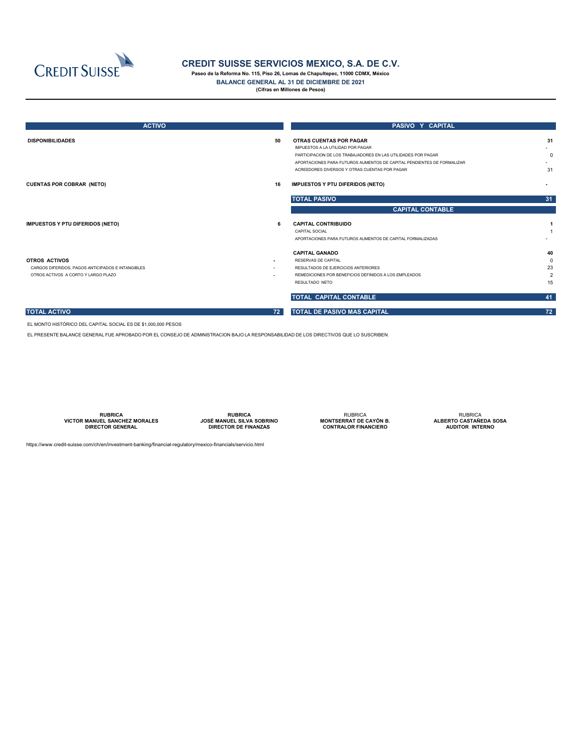# CREDIT SUISSE SERVICIOS MEXICO, S.A. DE C.V.

**Paseo de la Reforma No. 115, Piso 26, Lomas de Chapultepec, 11000 CDMX, México**

**BALANCE GENERAL AL 31 DE DICIEMBRE DE 2021**

**(Cifras en Millones de Pesos)**

| ACTIVO | | PASIVO Y CAPITAL | |
|---|---|---|---|
| **DISPONIBILIDADES** | **50** | **OTRAS CUENTAS POR PAGAR** | **31** |
| | | IMPUESTOS A LA UTILIDAD POR PAGAR | - |
| | | PARTICIPACION DE LOS TRABAJADORES EN LAS UTILIDADES POR PAGAR | 0 |
| | | APORTACIONES PARA FUTUROS AUMENTOS DE CAPITAL PENDIENTES DE FORMALIZAR | - |
| | | ACREEDORES DIVERSOS Y OTRAS CUENTAS POR PAGAR | 31 |
| **CUENTAS POR COBRAR (NETO)** | **16** | **IMPUESTOS Y PTU DIFERIDOS (NETO)** | **-** |
| | | **TOTAL PASIVO** | **31** |
| | | **CAPITAL CONTABLE** | |
| **IMPUESTOS Y PTU DIFERIDOS (NETO)** | **6** | **CAPITAL CONTRIBUIDO** | **1** |
| | | CAPITAL SOCIAL | 1 |
| | | APORTACIONES PARA FUTUROS AUMENTOS DE CAPITAL FORMALIZADAS | - |
| | | **CAPITAL GANADO** | **40** |
| **OTROS ACTIVOS** | **-** | RESERVAS DE CAPITAL | 0 |
| CARGOS DIFERIDOS, PAGOS ANTICIPADOS E INTANGIBLES | - | RESULTADOS DE EJERCICIOS ANTERIORES | 23 |
| OTROS ACTIVOS A CORTO Y LARGO PLAZO | - | REMEDICIONES POR BENEFICIOS DEFINIDOS A LOS EMPLEADOS | 2 |
| | | RESULTADO NETO | 15 |
| | | **TOTAL CAPITAL CONTABLE** | **41** |
| **TOTAL ACTIVO** | **72** | **TOTAL DE PASIVO MAS CAPITAL** | **72** |

EL MONTO HISTÓRICO DEL CAPITAL SOCIAL ES DE $1,000,000 PESOS

EL PRESENTE BALANCE GENERAL FUE APROBADO POR EL CONSEJO DE ADMINISTRACION BAJO LA RESPONSABILIDAD DE LOS DIRECTIVOS QUE LO SUSCRIBEN.

| RUBRICA | RUBRICA | RUBRICA | RUBRICA |
|---|---|---|---|
| **VICTOR MANUEL SANCHEZ MORALES** | **JOSÉ MANUEL SILVA SOBRINO** | **MONTSERRAT DE CAYÓN B.** | **ALBERTO CASTAÑEDA SOSA** |
| **DIRECTOR GENERAL** | **DIRECTOR DE FINANZAS** | **CONTRALOR FINANCIERO** | **AUDITOR INTERNO** |

https://www.credit-suisse.com/ch/en/investment-banking/financial-regulatory/mexico-financials/servicio.html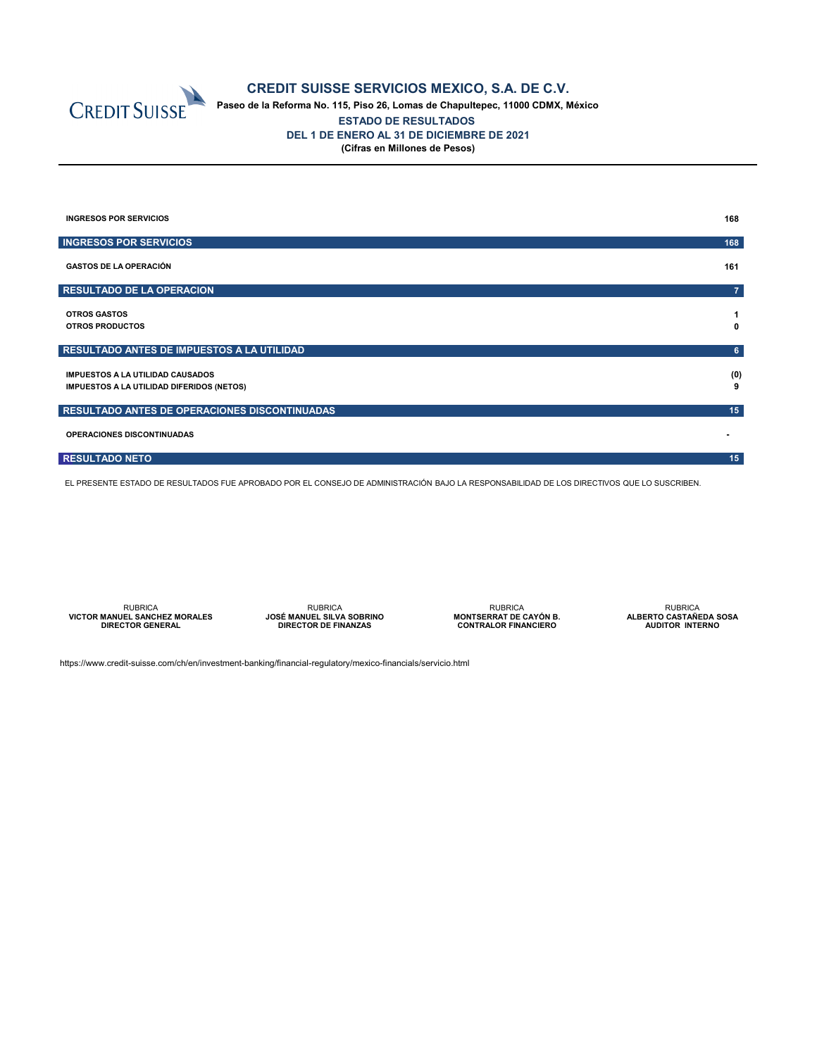# CREDIT SUISSE SERVICIOS MEXICO, S.A. DE C.V.

**Paseo de la Reforma No. 115, Piso 26, Lomas de Chapultepec, 11000 CDMX, México**

## ESTADO DE RESULTADOS

**DEL 1 DE ENERO AL 31 DE DICIEMBRE DE 2021**

**(Cifras en Millones de Pesos)**

| Concepto | Importe |
|---|---|
| INGRESOS POR SERVICIOS | 168 |
| **INGRESOS POR SERVICIOS** | **168** |
| GASTOS DE LA OPERACIÓN | 161 |
| **RESULTADO DE LA OPERACION** | **7** |
| OTROS GASTOS | 1 |
| OTROS PRODUCTOS | 0 |
| **RESULTADO ANTES DE IMPUESTOS A LA UTILIDAD** | **6** |
| IMPUESTOS A LA UTILIDAD CAUSADOS | (0) |
| IMPUESTOS A LA UTILIDAD DIFERIDOS (NETOS) | 9 |
| **RESULTADO ANTES DE OPERACIONES DISCONTINUADAS** | **15** |
| OPERACIONES DISCONTINUADAS | - |
| **RESULTADO NETO** | **15** |

EL PRESENTE ESTADO DE RESULTADOS FUE APROBADO POR EL CONSEJO DE ADMINISTRACIÓN BAJO LA RESPONSABILIDAD DE LOS DIRECTIVOS QUE LO SUSCRIBEN.

| RUBRICA | RUBRICA | RUBRICA | RUBRICA |
|---|---|---|---|
| **VICTOR MANUEL SANCHEZ MORALES** | **JOSÉ MANUEL SILVA SOBRINO** | **MONTSERRAT DE CAYÓN B.** | **ALBERTO CASTAÑEDA SOSA** |
| **DIRECTOR GENERAL** | **DIRECTOR DE FINANZAS** | **CONTRALOR FINANCIERO** | **AUDITOR INTERNO** |

https://www.credit-suisse.com/ch/en/investment-banking/financial-regulatory/mexico-financials/servicio.html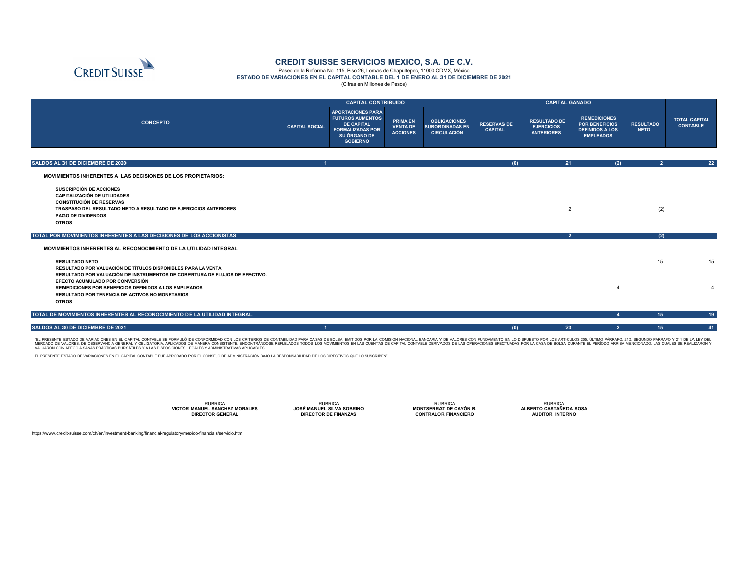# CREDIT SUISSE SERVICIOS MEXICO, S.A. DE C.V.

Paseo de la Reforma No. 115, Piso 26, Lomas de Chapultepec, 11000 CDMX, México

**ESTADO DE VARIACIONES EN EL CAPITAL CONTABLE DEL 1 DE ENERO AL 31 DE DICIEMBRE DE 2021**

(Cifras en Millones de Pesos)

| CONCEPTO | CAPITAL CONTRIBUIDO | | | | CAPITAL GANADO | | | | TOTAL CAPITAL CONTABLE |
|---|---|---|---|---|---|---|---|---|---|
| | CAPITAL SOCIAL | APORTACIONES PARA FUTUROS AUMENTOS DE CAPITAL FORMALIZADAS POR SU ÓRGANO DE GOBIERNO | PRIMA EN VENTA DE ACCIONES | OBLIGACIONES SUBORDINADAS EN CIRCULACIÓN | RESERVAS DE CAPITAL | RESULTADO DE EJERCICIOS ANTERIORES | REMEDICIONES POR BENEFICIOS DEFINIDOS A LOS EMPLEADOS | RESULTADO NETO | |
| **SALDOS AL 31 DE DICIEMBRE DE 2020** | 1 | | | | (0) | 21 | (2) | 2 | 22 |
| **MOVIMIENTOS INHERENTES A LAS DECISIONES DE LOS PROPIETARIOS:** | | | | | | | | | |
| SUSCRIPCIÓN DE ACCIONES | | | | | | | | | |
| CAPITALIZACIÓN DE UTILIDADES | | | | | | | | | |
| CONSTITUCIÓN DE RESERVAS | | | | | | | | | |
| TRASPASO DEL RESULTADO NETO A RESULTADO DE EJERCICIOS ANTERIORES | | | | | | 2 | | (2) | |
| PAGO DE DIVIDENDOS | | | | | | | | | |
| OTROS | | | | | | | | | |
| **TOTAL POR MOVIMIENTOS INHERENTES A LAS DECISIONES DE LOS ACCIONISTAS** | | | | | | 2 | | (2) | |
| **MOVIMIENTOS INHERENTES AL RECONOCIMIENTO DE LA UTILIDAD INTEGRAL** | | | | | | | | | |
| RESULTADO NETO | | | | | | | | 15 | 15 |
| RESULTADO POR VALUACIÓN DE TÍTULOS DISPONIBLES PARA LA VENTA | | | | | | | | | |
| RESULTADO POR VALUACIÓN DE INSTRUMENTOS DE COBERTURA DE FLUJOS DE EFECTIVO. | | | | | | | | | |
| EFECTO ACUMULADO POR CONVERSIÓN | | | | | | | | | |
| REMEDICIONES POR BENEFICIOS DEFINIDOS A LOS EMPLEADOS | | | | | | | 4 | | 4 |
| RESULTADO POR TENENCIA DE ACTIVOS NO MONETARIOS | | | | | | | | | |
| OTROS | | | | | | | | | |
| **TOTAL DE MOVIMIENTOS INHERENTES AL RECONOCIMIENTO DE LA UTILIDAD INTEGRAL** | | | | | | | 4 | 15 | 19 |
| **SALDOS AL 30 DE DICIEMBRE DE 2021** | 1 | | | | (0) | 23 | 2 | 15 | 41 |

"EL PRESENTE ESTADO DE VARIACIONES EN EL CAPITAL CONTABLE SE FORMULÓ DE CONFORMIDAD CON LOS CRITERIOS DE CONTABILIDAD PARA CASAS DE BOLSA, EMITIDOS POR LA COMISIÓN NACIONAL BANCARIA Y DE VALORES CON FUNDAMENTO EN LO DISPUESTO POR LOS ARTÍCULOS 205, ÚLTIMO PÁRRAFO, 210, SEGUNDO PÁRRAFO Y 211 DE LA LEY DEL MERCADO DE VALORES, DE OBSERVANCIA GENERAL Y OBLIGATORIA, APLICADOS DE MANERA CONSISTENTE, ENCONTRÁNDOSE REFLEJADOS TODOS LOS MOVIMIENTOS EN LAS CUENTAS DE CAPITAL CONTABLE DERIVADOS DE LAS OPERACIONES EFECTUADAS POR LA CASA DE BOLSA DURANTE EL PERÍODO ARRIBA MENCIONADO, LAS CUALES SE REALIZARON Y VALUARON CON APEGO A SANAS PRÁCTICAS BURSÁTILES Y A LAS DISPOSICIONES LEGALES Y ADMINISTRATIVAS APLICABLES.

EL PRESENTE ESTADO DE VARIACIONES EN EL CAPITAL CONTABLE FUE APROBADO POR EL CONSEJO DE ADMINISTRACIÓN BAJO LA RESPONSABILIDAD DE LOS DIRECTIVOS QUE LO SUSCRIBEN".

| RUBRICA | RUBRICA | RUBRICA | RUBRICA |
|---|---|---|---|
| **VICTOR MANUEL SANCHEZ MORALES** | **JOSÉ MANUEL SILVA SOBRINO** | **MONTSERRAT DE CAYÓN B.** | **ALBERTO CASTAÑEDA SOSA** |
| **DIRECTOR GENERAL** | **DIRECTOR DE FINANZAS** | **CONTRALOR FINANCIERO** | **AUDITOR INTERNO** |

https://www.credit-suisse.com/ch/en/investment-banking/financial-regulatory/mexico-financials/servicio.html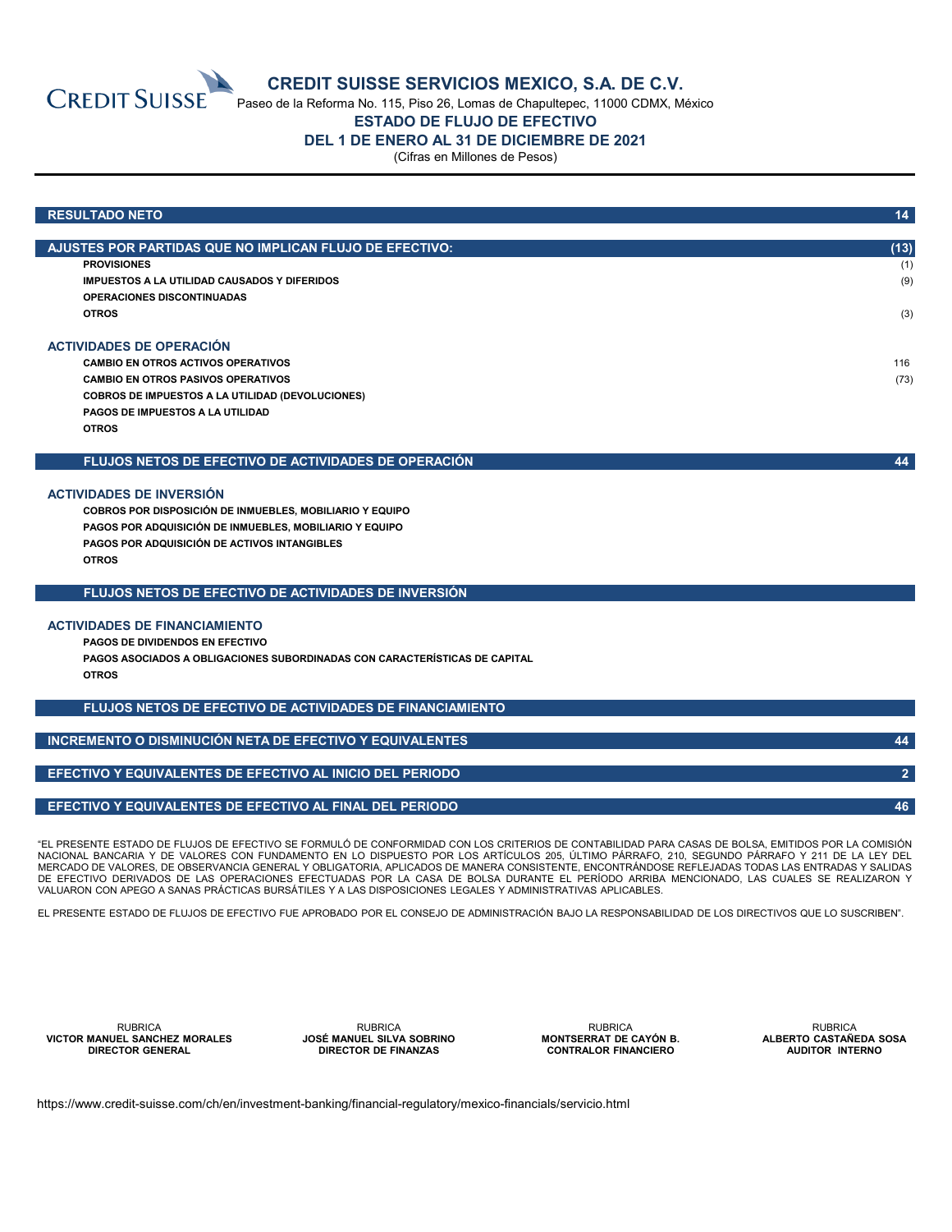# CREDIT SUISSE SERVICIOS MEXICO, S.A. DE C.V.

Paseo de la Reforma No. 115, Piso 26, Lomas de Chapultepec, 11000 CDMX, México

## ESTADO DE FLUJO DE EFECTIVO

## DEL 1 DE ENERO AL 31 DE DICIEMBRE DE 2021

(Cifras en Millones de Pesos)

| | |
|---|---|
| **RESULTADO NETO** | **14** |
| | |
| **AJUSTES POR PARTIDAS QUE NO IMPLICAN FLUJO DE EFECTIVO:** | **(13)** |
| PROVISIONES | (1) |
| IMPUESTOS A LA UTILIDAD CAUSADOS Y DIFERIDOS | (9) |
| OPERACIONES DISCONTINUADAS | |
| OTROS | (3) |
| | |
| **ACTIVIDADES DE OPERACIÓN** | |
| CAMBIO EN OTROS ACTIVOS OPERATIVOS | 116 |
| CAMBIO EN OTROS PASIVOS OPERATIVOS | (73) |
| COBROS DE IMPUESTOS A LA UTILIDAD (DEVOLUCIONES) | |
| PAGOS DE IMPUESTOS A LA UTILIDAD | |
| OTROS | |
| | |
| **FLUJOS NETOS DE EFECTIVO DE ACTIVIDADES DE OPERACIÓN** | **44** |
| | |
| **ACTIVIDADES DE INVERSIÓN** | |
| COBROS POR DISPOSICIÓN DE INMUEBLES, MOBILIARIO Y EQUIPO | |
| PAGOS POR ADQUISICIÓN DE INMUEBLES, MOBILIARIO Y EQUIPO | |
| PAGOS POR ADQUISICIÓN DE ACTIVOS INTANGIBLES | |
| OTROS | |
| | |
| **FLUJOS NETOS DE EFECTIVO DE ACTIVIDADES DE INVERSIÓN** | |
| | |
| **ACTIVIDADES DE FINANCIAMIENTO** | |
| PAGOS DE DIVIDENDOS EN EFECTIVO | |
| PAGOS ASOCIADOS A OBLIGACIONES SUBORDINADAS CON CARACTERÍSTICAS DE CAPITAL | |
| OTROS | |
| | |
| **FLUJOS NETOS DE EFECTIVO DE ACTIVIDADES DE FINANCIAMIENTO** | |
| | |
| **INCREMENTO O DISMINUCIÓN NETA DE EFECTIVO Y EQUIVALENTES** | **44** |
| | |
| **EFECTIVO Y EQUIVALENTES DE EFECTIVO AL INICIO DEL PERIODO** | **2** |
| | |
| **EFECTIVO Y EQUIVALENTES DE EFECTIVO AL FINAL DEL PERIODO** | **46** |

"EL PRESENTE ESTADO DE FLUJOS DE EFECTIVO SE FORMULÓ DE CONFORMIDAD CON LOS CRITERIOS DE CONTABILIDAD PARA CASAS DE BOLSA, EMITIDOS POR LA COMISIÓN NACIONAL BANCARIA Y DE VALORES CON FUNDAMENTO EN LO DISPUESTO POR LOS ARTÍCULOS 205, ÚLTIMO PÁRRAFO, 210, SEGUNDO PÁRRAFO Y 211 DE LA LEY DEL MERCADO DE VALORES, DE OBSERVANCIA GENERAL Y OBLIGATORIA, APLICADOS DE MANERA CONSISTENTE, ENCONTRÁNDOSE REFLEJADAS TODAS LAS ENTRADAS Y SALIDAS DE EFECTIVO DERIVADOS DE LAS OPERACIONES EFECTUADAS POR LA CASA DE BOLSA DURANTE EL PERÍODO ARRIBA MENCIONADO, LAS CUALES SE REALIZARON Y VALUARON CON APEGO A SANAS PRÁCTICAS BURSÁTILES Y A LAS DISPOSICIONES LEGALES Y ADMINISTRATIVAS APLICABLES.

EL PRESENTE ESTADO DE FLUJOS DE EFECTIVO FUE APROBADO POR EL CONSEJO DE ADMINISTRACIÓN BAJO LA RESPONSABILIDAD DE LOS DIRECTIVOS QUE LO SUSCRIBEN".

| | | | |
|---|---|---|---|
| RUBRICA | RUBRICA | RUBRICA | RUBRICA |
| **VICTOR MANUEL SANCHEZ MORALES** | **JOSÉ MANUEL SILVA SOBRINO** | **MONTSERRAT DE CAYÓN B.** | **ALBERTO CASTAÑEDA SOSA** |
| **DIRECTOR GENERAL** | **DIRECTOR DE FINANZAS** | **CONTRALOR FINANCIERO** | **AUDITOR INTERNO** |

https://www.credit-suisse.com/ch/en/investment-banking/financial-regulatory/mexico-financials/servicio.html